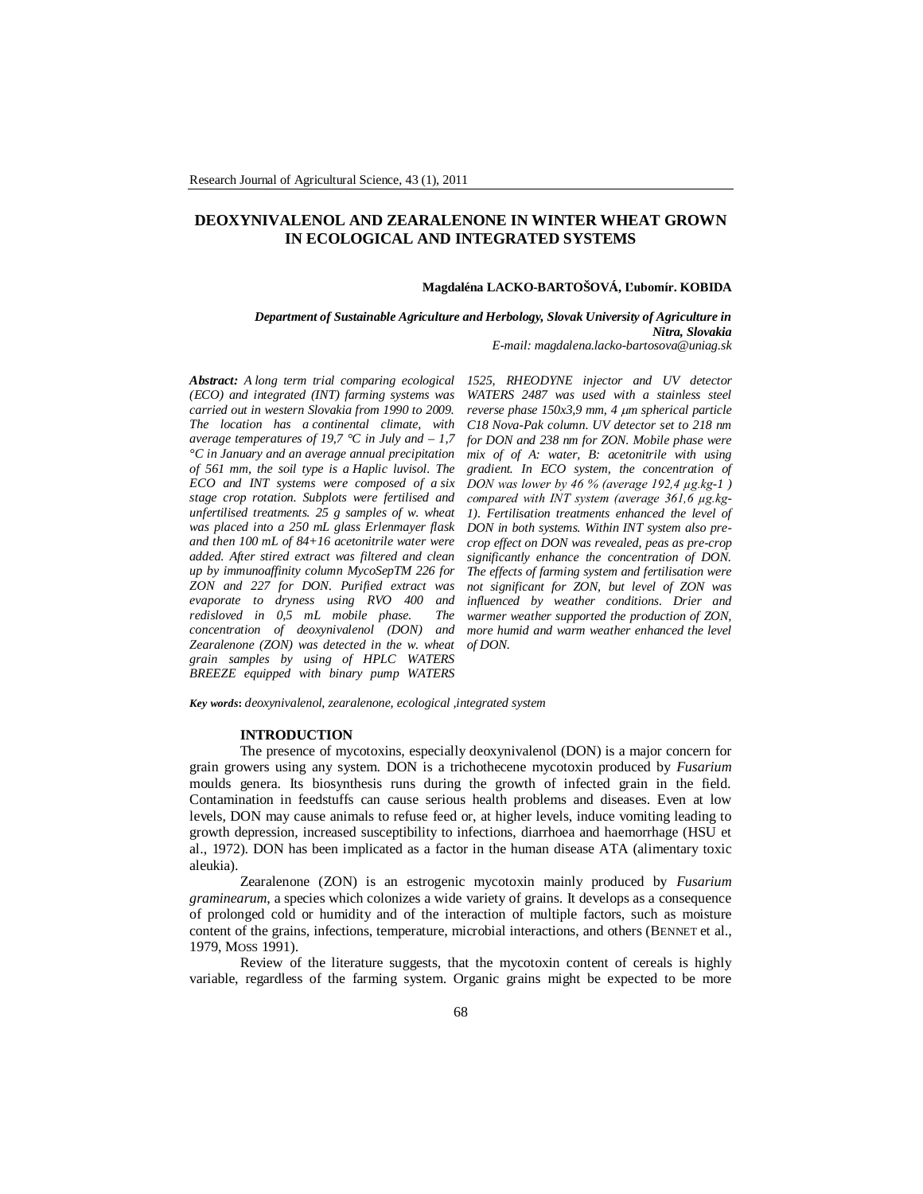# DEOXYNIVALENOL AND ZEARALENONE IN WINTER WHEAT GROWN IN ECOLOGICAL AND INTEGRATED SYSTEMS

**Magdaléna LACKO-BARTOŠOVÁ, Ľubomír. KOBIDA**

***Department of Sustainable Agriculture and Herbology, Slovak University of Agriculture in Nitra, Slovakia***

*E-mail: magdalena.lacko-bartosova@uniag.sk*

***Abstract:*** *A long term trial comparing ecological (ECO) and integrated (INT) farming systems was carried out in western Slovakia from 1990 to 2009. The location has a continental climate, with average temperatures of 19,7 °C in July and – 1,7 °C in January and an average annual precipitation of 561 mm, the soil type is a Haplic luvisol. The ECO and INT systems were composed of a six stage crop rotation. Subplots were fertilised and unfertilised treatments. 25 g samples of w. wheat was placed into a 250 mL glass Erlenmayer flask and then 100 mL of 84+16 acetonitrile water were added. After stired extract was filtered and clean up by immunoaffinity column MycoSepTM 226 for ZON and 227 for DON. Purified extract was evaporate to dryness using RVO 400 and redisloved in 0,5 mL mobile phase. The concentration of deoxynivalenol (DON) and Zearalenone (ZON) was detected in the w. wheat grain samples by using of HPLC WATERS BREEZE equipped with binary pump WATERS 1525, RHEODYNE injector and UV detector WATERS 2487 was used with a stainless steel reverse phase 150x3,9 mm, 4 μm spherical particle C18 Nova-Pak column. UV detector set to 218 nm for DON and 238 nm for ZON. Mobile phase were mix of of A: water, B: acetonitrile with using gradient. In ECO system, the concentration of DON was lower by 46 % (average 192,4 μg.kg-1 ) compared with INT system (average 361,6 μg.kg-1). Fertilisation treatments enhanced the level of DON in both systems. Within INT system also pre-crop effect on DON was revealed, peas as pre-crop significantly enhance the concentration of DON. The effects of farming system and fertilisation were not significant for ZON, but level of ZON was influenced by weather conditions. Drier and warmer weather supported the production of ZON, more humid and warm weather enhanced the level of DON.*

***Key words*****:** *deoxynivalenol, zearalenone, ecological ,integrated system*

## INTRODUCTION

The presence of mycotoxins, especially deoxynivalenol (DON) is a major concern for grain growers using any system. DON is a trichothecene mycotoxin produced by *Fusarium* moulds genera. Its biosynthesis runs during the growth of infected grain in the field. Contamination in feedstuffs can cause serious health problems and diseases. Even at low levels, DON may cause animals to refuse feed or, at higher levels, induce vomiting leading to growth depression, increased susceptibility to infections, diarrhoea and haemorrhage (HSU et al., 1972). DON has been implicated as a factor in the human disease ATA (alimentary toxic aleukia).

Zearalenone (ZON) is an estrogenic mycotoxin mainly produced by *Fusarium graminearum*, a species which colonizes a wide variety of grains. It develops as a consequence of prolonged cold or humidity and of the interaction of multiple factors, such as moisture content of the grains, infections, temperature, microbial interactions, and others (BENNET et al., 1979, MOSS 1991).

Review of the literature suggests, that the mycotoxin content of cereals is highly variable, regardless of the farming system. Organic grains might be expected to be more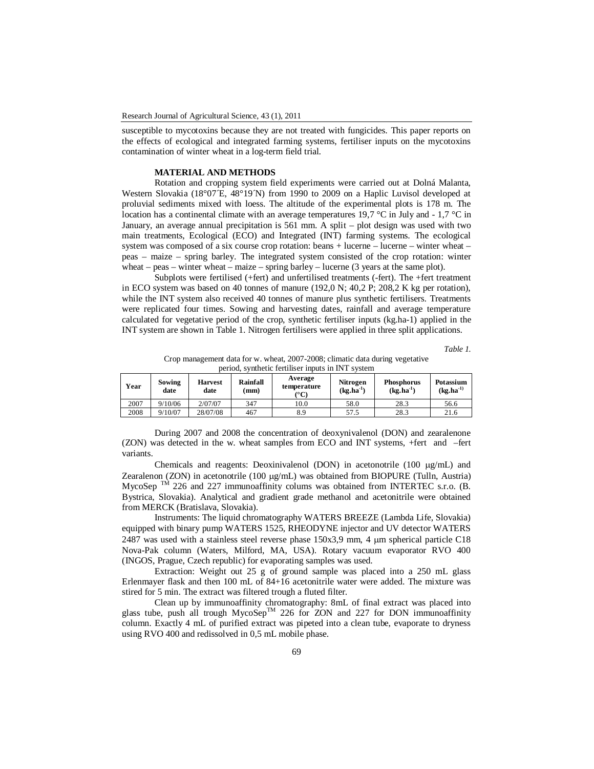susceptible to mycotoxins because they are not treated with fungicides. This paper reports on the effects of ecological and integrated farming systems, fertiliser inputs on the mycotoxins contamination of winter wheat in a log-term field trial.

## MATERIAL AND METHODS

Rotation and cropping system field experiments were carried out at Dolná Malanta, Western Slovakia (18°07´E, 48°19´N) from 1990 to 2009 on a Haplic Luvisol developed at proluvial sediments mixed with loess. The altitude of the experimental plots is 178 m. The location has a continental climate with an average temperatures 19,7 °C in July and - 1,7 °C in January, an average annual precipitation is 561 mm. A split – plot design was used with two main treatments, Ecological (ECO) and Integrated (INT) farming systems. The ecological system was composed of a six course crop rotation: beans + lucerne – lucerne – winter wheat – peas – maize – spring barley. The integrated system consisted of the crop rotation: winter wheat – peas – winter wheat – maize – spring barley – lucerne (3 years at the same plot).

Subplots were fertilised (+fert) and unfertilised treatments (-fert). The +fert treatment in ECO system was based on 40 tonnes of manure (192,0 N; 40,2 P; 208,2 K kg per rotation), while the INT system also received 40 tonnes of manure plus synthetic fertilisers. Treatments were replicated four times. Sowing and harvesting dates, rainfall and average temperature calculated for vegetative period of the crop, synthetic fertiliser inputs (kg.ha-1) applied in the INT system are shown in Table 1. Nitrogen fertilisers were applied in three split applications.

*Table 1.*

Crop management data for w. wheat, 2007-2008; climatic data during vegetative period, synthetic fertiliser inputs in INT system

| Year | Sowing date | Harvest date | Rainfall (mm) | Average temperature (°C) | Nitrogen (kg.ha$^{-1}$) | Phosphorus (kg.ha$^{-1}$) | Potassium (kg.ha$^{-1)}$ |
|---|---|---|---|---|---|---|---|
| 2007 | 9/10/06 | 2/07/07 | 347 | 10.0 | 58.0 | 28.3 | 56.6 |
| 2008 | 9/10/07 | 28/07/08 | 467 | 8.9 | 57.5 | 28.3 | 21.6 |

During 2007 and 2008 the concentration of deoxynivalenol (DON) and zearalenone (ZON) was detected in the w. wheat samples from ECO and INT systems, +fert and –fert variants.

Chemicals and reagents: Deoxinivalenol (DON) in acetonotrile (100 μg/mL) and Zearalenon (ZON) in acetonotrile (100 μg/mL) was obtained from BIOPURE (Tulln, Austria) MycoSep ™ 226 and 227 immunoaffinity colums was obtained from INTERTEC s.r.o. (B. Bystrica, Slovakia). Analytical and gradient grade methanol and acetonitrile were obtained from MERCK (Bratislava, Slovakia).

Instruments: The liquid chromatography WATERS BREEZE (Lambda Life, Slovakia) equipped with binary pump WATERS 1525, RHEODYNE injector and UV detector WATERS 2487 was used with a stainless steel reverse phase 150x3,9 mm, 4 μm spherical particle C18 Nova-Pak column (Waters, Milford, MA, USA). Rotary vacuum evaporator RVO 400 (INGOS, Prague, Czech republic) for evaporating samples was used.

Extraction: Weight out 25 g of ground sample was placed into a 250 mL glass Erlenmeyer flask and then 100 mL of 84+16 acetonitrile water were added. The mixture was stirred for 5 min. The extract was filtered trough a fluted filter.

Clean up by immunoaffinity chromatography: 8mL of final extract was placed into glass tube, push all trough MycoSep™ 226 for ZON and 227 for DON immunoaffinity column. Exactly 4 mL of purified extract was pipeted into a clean tube, evaporate to dryness using RVO 400 and redissolved in 0,5 mL mobile phase.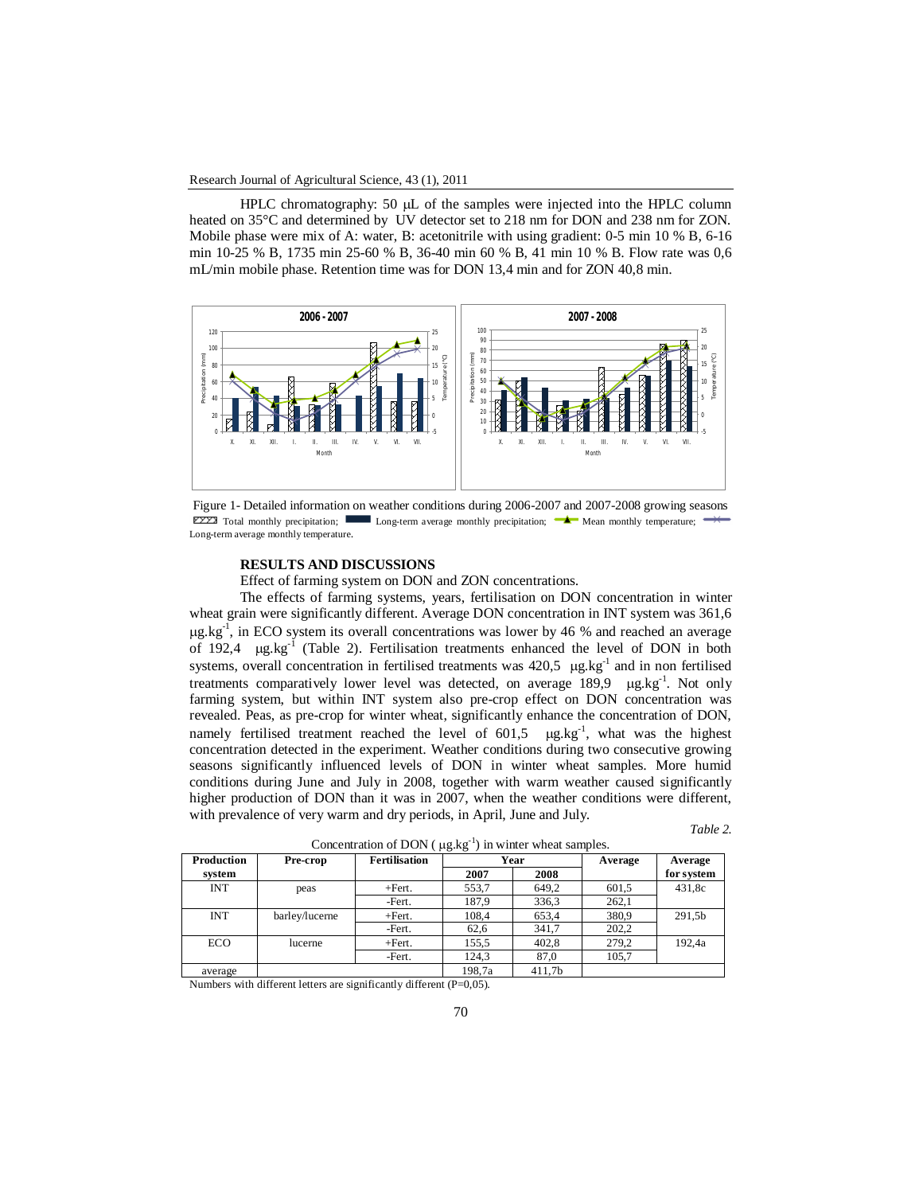HPLC chromatography: 50 μL of the samples were injected into the HPLC column heated on 35°C and determined by UV detector set to 218 nm for DON and 238 nm for ZON. Mobile phase were mix of A: water, B: acetonitrile with using gradient: 0-5 min 10 % B, 6-16 min 10-25 % B, 1735 min 25-60 % B, 36-40 min 60 % B, 41 min 10 % B. Flow rate was 0,6 mL/min mobile phase. Retention time was for DON 13,4 min and for ZON 40,8 min.

Figure 1- Detailed information on weather conditions during 2006-2007 and 2007-2008 growing seasons
Total monthly precipitation; Long-term average monthly precipitation; Mean monthly temperature; Long-term average monthly temperature.

## RESULTS AND DISCUSSIONS

Effect of farming system on DON and ZON concentrations.

The effects of farming systems, years, fertilisation on DON concentration in winter wheat grain were significantly different. Average DON concentration in INT system was 361,6 $\mu g.kg^{-1}$, in ECO system its overall concentrations was lower by 46 % and reached an average of 192,4 $\mu g.kg^{-1}$ (Table 2). Fertilisation treatments enhanced the level of DON in both systems, overall concentration in fertilised treatments was 420,5 $\mu g.kg^{-1}$ and in non fertilised treatments comparatively lower level was detected, on average 189,9 $\mu g.kg^{-1}$. Not only farming system, but within INT system also pre-crop effect on DON concentration was revealed. Peas, as pre-crop for winter wheat, significantly enhance the concentration of DON, namely fertilised treatment reached the level of 601,5 $\mu g.kg^{-1}$, what was the highest concentration detected in the experiment. Weather conditions during two consecutive growing seasons significantly influenced levels of DON in winter wheat samples. More humid conditions during June and July in 2008, together with warm weather caused significantly higher production of DON than it was in 2007, when the weather conditions were different, with prevalence of very warm and dry periods, in April, June and July.

*Table 2.*

Concentration of DON ( $\mu g.kg^{-1}$) in winter wheat samples.

| Production system | Pre-crop | Fertilisation | Year | | Average | Average for system |
|---|---|---|---|---|---|---|
| | | | 2007 | 2008 | | |
| INT | peas | +Fert. | 553,7 | 649,2 | 601,5 | 431,8c |
| | | -Fert. | 187,9 | 336,3 | 262,1 | |
| INT | barley/lucerne | +Fert. | 108,4 | 653,4 | 380,9 | 291,5b |
| | | -Fert. | 62,6 | 341,7 | 202,2 | |
| ECO | lucerne | +Fert. | 155,5 | 402,8 | 279,2 | 192,4a |
| | | -Fert. | 124,3 | 87,0 | 105,7 | |
| average | | | 198,7a | 411,7b | | |

Numbers with different letters are significantly different (P=0,05).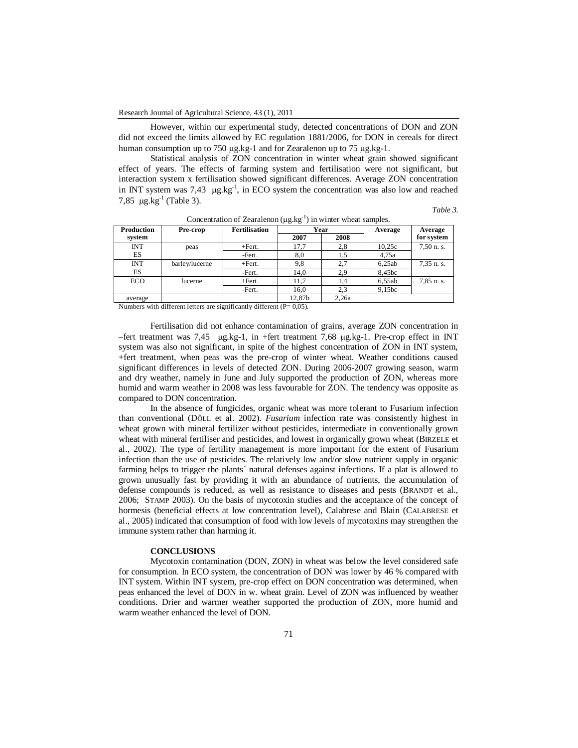However, within our experimental study, detected concentrations of DON and ZON did not exceed the limits allowed by EC regulation 1881/2006, for DON in cereals for direct human consumption up to 750 μg.kg-1 and for Zearalenon up to 75 μg.kg-1.

Statistical analysis of ZON concentration in winter wheat grain showed significant effect of years. The effects of farming system and fertilisation were not significant, but interaction system x fertilisation showed significant differences. Average ZON concentration in INT system was 7,43 μg.kg$^{-1}$, in ECO system the concentration was also low and reached 7,85 μg.kg$^{-1}$ (Table 3).

*Table 3.*

Concentration of Zearalenon (μg.kg$^{-1}$) in winter wheat samples.

| Production system | Pre-crop | Fertilisation | Year | | Average | Average for system |
|---|---|---|---|---|---|---|
| | | | 2007 | 2008 | | |
| INT | peas | +Fert. | 17,7 | 2,8 | 10,25c | 7,50 n. s. |
| ES | | -Fert. | 8,0 | 1,5 | 4,75a | |
| INT | barley/lucerne | +Fert. | 9,8 | 2,7 | 6,25ab | 7,35 n. s. |
| ES | | -Fert. | 14,0 | 2,9 | 8,45bc | |
| ECO | lucerne | +Fert. | 11,7 | 1,4 | 6,55ab | 7,85 n. s. |
| | | -Fert. | 16,0 | 2,3 | 9,15bc | |
| average | | | 12,87b | 2,26a | | |

Numbers with different letters are significantly different (P= 0,05).

Fertilisation did not enhance contamination of grains, average ZON concentration in –fert treatment was 7,45 μg.kg-1, in +fert treatment 7,68 μg.kg-1. Pre-crop effect in INT system was also not significant, in spite of the highest concentration of ZON in INT system, +fert treatment, when peas was the pre-crop of winter wheat. Weather conditions caused significant differences in levels of detected ZON. During 2006-2007 growing season, warm and dry weather, namely in June and July supported the production of ZON, whereas more humid and warm weather in 2008 was less favourable for ZON. The tendency was opposite as compared to DON concentration.

In the absence of fungicides, organic wheat was more tolerant to Fusarium infection than conventional (DÖLL et al. 2002). *Fusarium* infection rate was consistently highest in wheat grown with mineral fertilizer without pesticides, intermediate in conventionally grown wheat with mineral fertiliser and pesticides, and lowest in organically grown wheat (BIRZELE et al., 2002). The type of fertility management is more important for the extent of Fusarium infection than the use of pesticides. The relatively low and/or slow nutrient supply in organic farming helps to trigger the plants´ natural defenses against infections. If a plat is allowed to grown unusually fast by providing it with an abundance of nutrients, the accumulation of defense compounds is reduced, as well as resistance to diseases and pests (BRANDT et al., 2006; STAMP 2003). On the basis of mycotoxin studies and the acceptance of the concept of hormesis (beneficial effects at low concentration level), Calabrese and Blain (CALABRESE et al., 2005) indicated that consumption of food with low levels of mycotoxins may strengthen the immune system rather than harming it.

## CONCLUSIONS

Mycotoxin contamination (DON, ZON) in wheat was below the level considered safe for consumption. In ECO system, the concentration of DON was lower by 46 % compared with INT system. Within INT system, pre-crop effect on DON concentration was determined, when peas enhanced the level of DON in w. wheat grain. Level of ZON was influenced by weather conditions. Drier and warmer weather supported the production of ZON, more humid and warm weather enhanced the level of DON.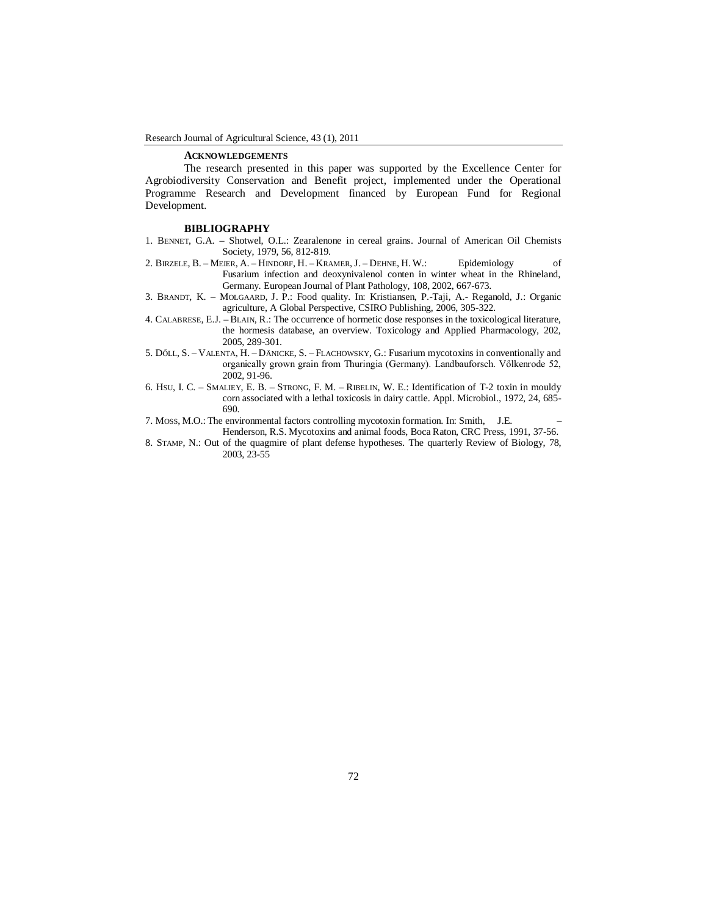**ACKNOWLEDGEMENTS**

The research presented in this paper was supported by the Excellence Center for Agrobiodiversity Conservation and Benefit project, implemented under the Operational Programme Research and Development financed by European Fund for Regional Development.

**BIBLIOGRAPHY**

1. BENNET, G.A. – Shotwel, O.L.: Zearalenone in cereal grains. Journal of American Oil Chemists Society, 1979, 56, 812-819.
2. BIRZELE, B. – MEIER, A. – HINDORF, H. – KRAMER, J. – DEHNE, H. W.: Epidemiology of Fusarium infection and deoxynivalenol conten in winter wheat in the Rhineland, Germany. European Journal of Plant Pathology, 108, 2002, 667-673.
3. BRANDT, K. – MOLGAARD, J. P.: Food quality. In: Kristiansen, P.-Taji, A.- Reganold, J.: Organic agriculture, A Global Perspective, CSIRO Publishing, 2006, 305-322.
4. CALABRESE, E.J. – BLAIN, R.: The occurrence of hormetic dose responses in the toxicological literature, the hormesis database, an overview. Toxicology and Applied Pharmacology, 202, 2005, 289-301.
5. DŐLL, S. – VALENTA, H. – DĂNICKE, S. – FLACHOWSKY, G.: Fusarium mycotoxins in conventionally and organically grown grain from Thuringia (Germany). Landbauforsch. Vőlkenrode 52, 2002, 91-96.
6. HSU, I. C. – SMALIEY, E. B. – STRONG, F. M. – RIBELIN, W. E.: Identification of T-2 toxin in mouldy corn associated with a lethal toxicosis in dairy cattle. Appl. Microbiol., 1972, 24, 685-690.
7. MOSS, M.O.: The environmental factors controlling mycotoxin formation. In: Smith, J.E. – Henderson, R.S. Mycotoxins and animal foods, Boca Raton, CRC Press, 1991, 37-56.
8. STAMP, N.: Out of the quagmire of plant defense hypotheses. The quarterly Review of Biology, 78, 2003, 23-55